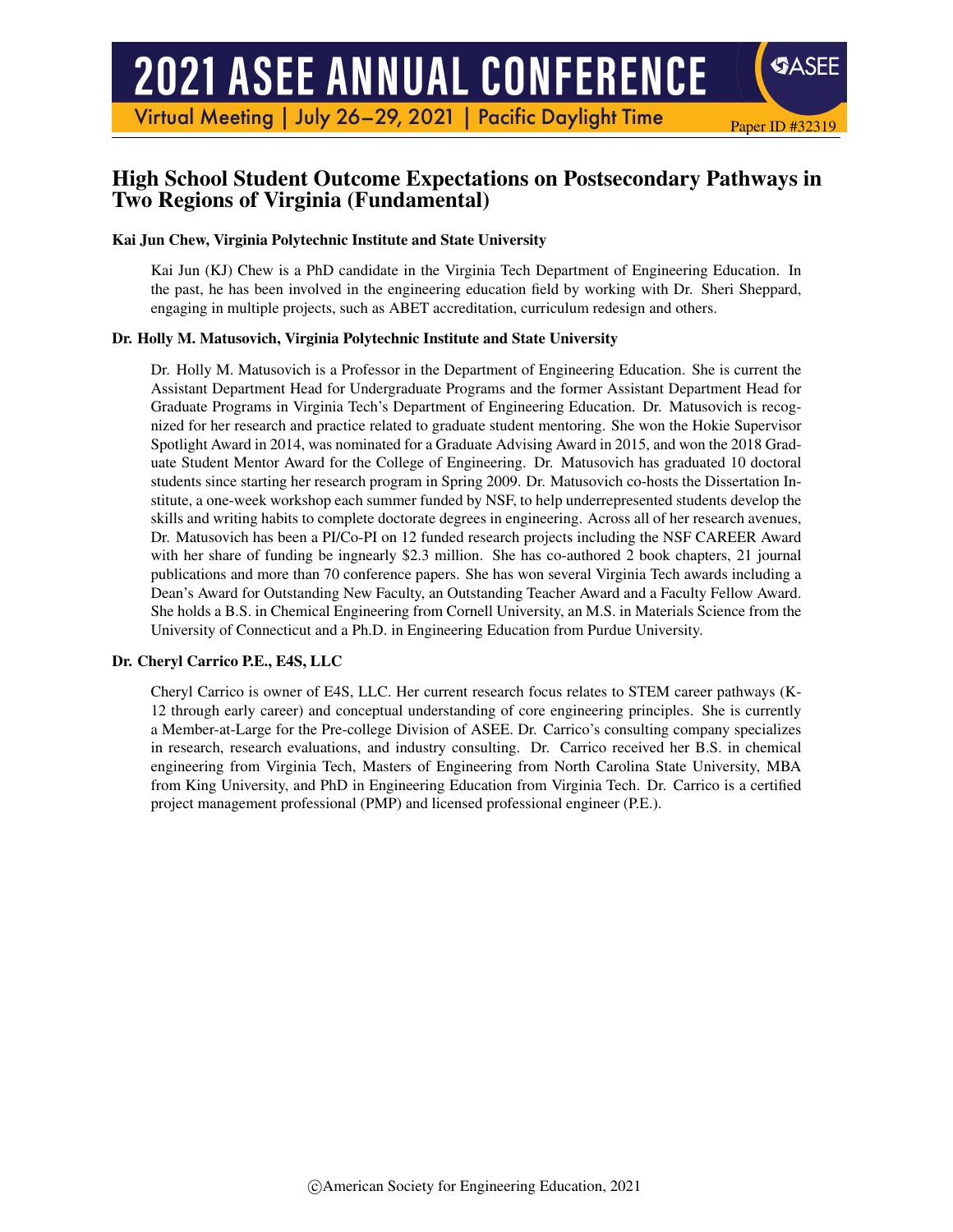# High School Student Outcome Expectations on Postsecondary Pathways in Two Regions of Virginia (Fundamental)

**Kai Jun Chew, Virginia Polytechnic Institute and State University**

Kai Jun (KJ) Chew is a PhD candidate in the Virginia Tech Department of Engineering Education. In the past, he has been involved in the engineering education field by working with Dr. Sheri Sheppard, engaging in multiple projects, such as ABET accreditation, curriculum redesign and others.

**Dr. Holly M. Matusovich, Virginia Polytechnic Institute and State University**

Dr. Holly M. Matusovich is a Professor in the Department of Engineering Education. She is current the Assistant Department Head for Undergraduate Programs and the former Assistant Department Head for Graduate Programs in Virginia Tech's Department of Engineering Education. Dr. Matusovich is recognized for her research and practice related to graduate student mentoring. She won the Hokie Supervisor Spotlight Award in 2014, was nominated for a Graduate Advising Award in 2015, and won the 2018 Graduate Student Mentor Award for the College of Engineering. Dr. Matusovich has graduated 10 doctoral students since starting her research program in Spring 2009. Dr. Matusovich co-hosts the Dissertation Institute, a one-week workshop each summer funded by NSF, to help underrepresented students develop the skills and writing habits to complete doctorate degrees in engineering. Across all of her research avenues, Dr. Matusovich has been a PI/Co-PI on 12 funded research projects including the NSF CAREER Award with her share of funding be ingnearly $2.3 million. She has co-authored 2 book chapters, 21 journal publications and more than 70 conference papers. She has won several Virginia Tech awards including a Dean's Award for Outstanding New Faculty, an Outstanding Teacher Award and a Faculty Fellow Award. She holds a B.S. in Chemical Engineering from Cornell University, an M.S. in Materials Science from the University of Connecticut and a Ph.D. in Engineering Education from Purdue University.

**Dr. Cheryl Carrico P.E., E4S, LLC**

Cheryl Carrico is owner of E4S, LLC. Her current research focus relates to STEM career pathways (K-12 through early career) and conceptual understanding of core engineering principles. She is currently a Member-at-Large for the Pre-college Division of ASEE. Dr. Carrico's consulting company specializes in research, research evaluations, and industry consulting. Dr. Carrico received her B.S. in chemical engineering from Virginia Tech, Masters of Engineering from North Carolina State University, MBA from King University, and PhD in Engineering Education from Virginia Tech. Dr. Carrico is a certified project management professional (PMP) and licensed professional engineer (P.E.).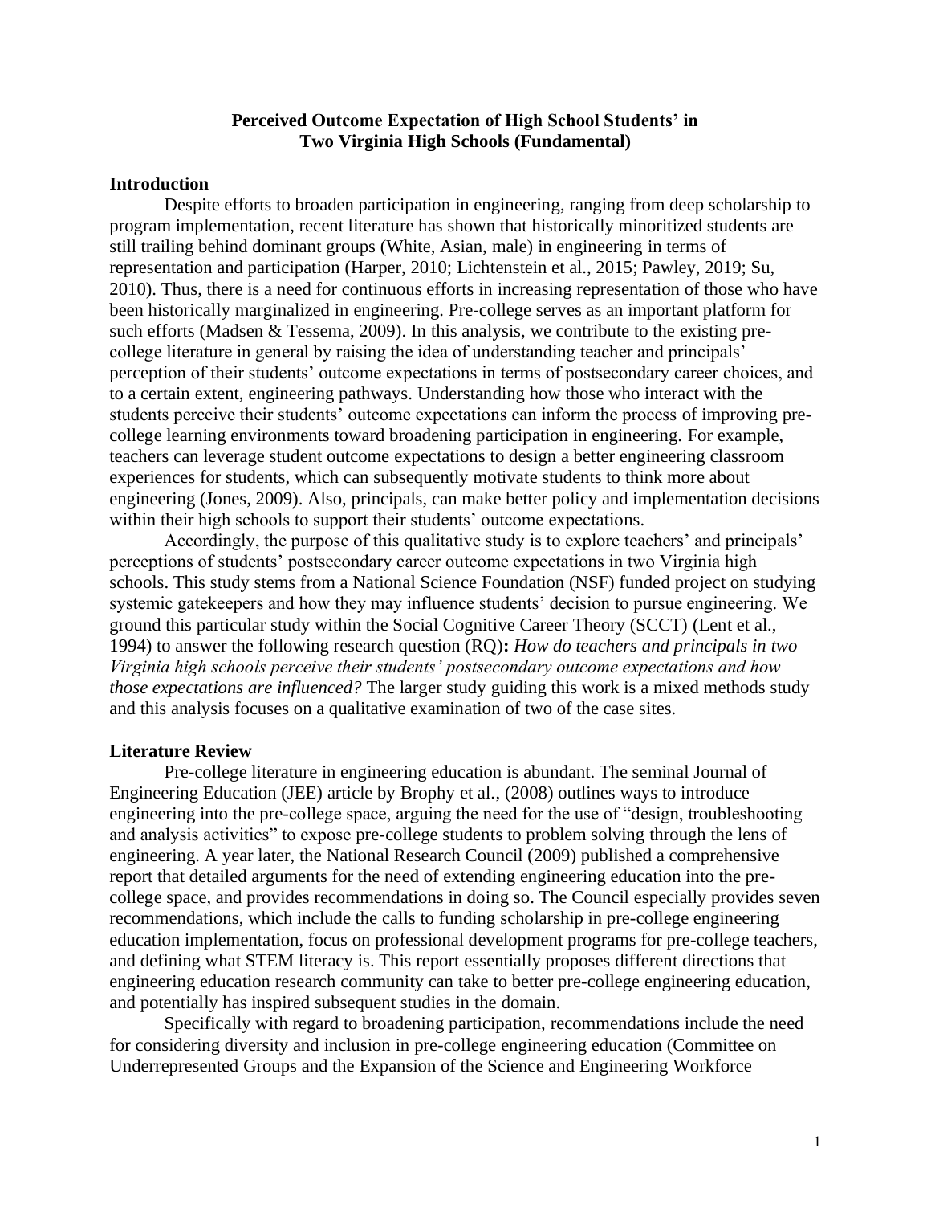# Perceived Outcome Expectation of High School Students' in Two Virginia High Schools (Fundamental)

## Introduction

Despite efforts to broaden participation in engineering, ranging from deep scholarship to program implementation, recent literature has shown that historically minoritized students are still trailing behind dominant groups (White, Asian, male) in engineering in terms of representation and participation (Harper, 2010; Lichtenstein et al., 2015; Pawley, 2019; Su, 2010). Thus, there is a need for continuous efforts in increasing representation of those who have been historically marginalized in engineering. Pre-college serves as an important platform for such efforts (Madsen & Tessema, 2009). In this analysis, we contribute to the existing pre-college literature in general by raising the idea of understanding teacher and principals' perception of their students' outcome expectations in terms of postsecondary career choices, and to a certain extent, engineering pathways. Understanding how those who interact with the students perceive their students' outcome expectations can inform the process of improving pre-college learning environments toward broadening participation in engineering. For example, teachers can leverage student outcome expectations to design a better engineering classroom experiences for students, which can subsequently motivate students to think more about engineering (Jones, 2009). Also, principals, can make better policy and implementation decisions within their high schools to support their students' outcome expectations.

Accordingly, the purpose of this qualitative study is to explore teachers' and principals' perceptions of students' postsecondary career outcome expectations in two Virginia high schools. This study stems from a National Science Foundation (NSF) funded project on studying systemic gatekeepers and how they may influence students' decision to pursue engineering. We ground this particular study within the Social Cognitive Career Theory (SCCT) (Lent et al., 1994) to answer the following research question (RQ)**:** *How do teachers and principals in two Virginia high schools perceive their students' postsecondary outcome expectations and how those expectations are influenced?* The larger study guiding this work is a mixed methods study and this analysis focuses on a qualitative examination of two of the case sites.

## Literature Review

Pre-college literature in engineering education is abundant. The seminal Journal of Engineering Education (JEE) article by Brophy et al., (2008) outlines ways to introduce engineering into the pre-college space, arguing the need for the use of "design, troubleshooting and analysis activities" to expose pre-college students to problem solving through the lens of engineering. A year later, the National Research Council (2009) published a comprehensive report that detailed arguments for the need of extending engineering education into the pre-college space, and provides recommendations in doing so. The Council especially provides seven recommendations, which include the calls to funding scholarship in pre-college engineering education implementation, focus on professional development programs for pre-college teachers, and defining what STEM literacy is. This report essentially proposes different directions that engineering education research community can take to better pre-college engineering education, and potentially has inspired subsequent studies in the domain.

Specifically with regard to broadening participation, recommendations include the need for considering diversity and inclusion in pre-college engineering education (Committee on Underrepresented Groups and the Expansion of the Science and Engineering Workforce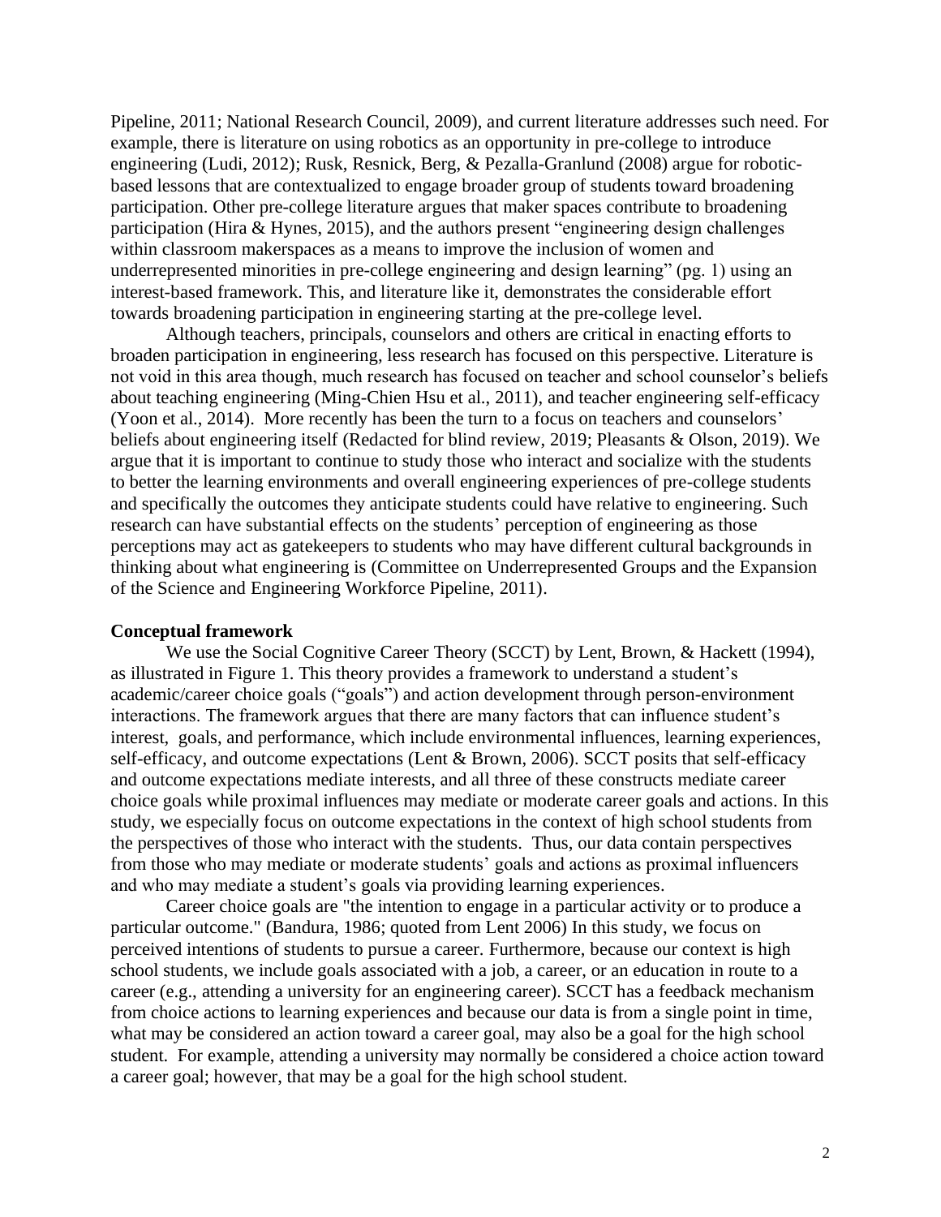Pipeline, 2011; National Research Council, 2009), and current literature addresses such need. For example, there is literature on using robotics as an opportunity in pre-college to introduce engineering (Ludi, 2012); Rusk, Resnick, Berg, & Pezalla-Granlund (2008) argue for robotic-based lessons that are contextualized to engage broader group of students toward broadening participation. Other pre-college literature argues that maker spaces contribute to broadening participation (Hira & Hynes, 2015), and the authors present "engineering design challenges within classroom makerspaces as a means to improve the inclusion of women and underrepresented minorities in pre-college engineering and design learning" (pg. 1) using an interest-based framework. This, and literature like it, demonstrates the considerable effort towards broadening participation in engineering starting at the pre-college level.

Although teachers, principals, counselors and others are critical in enacting efforts to broaden participation in engineering, less research has focused on this perspective. Literature is not void in this area though, much research has focused on teacher and school counselor's beliefs about teaching engineering (Ming-Chien Hsu et al., 2011), and teacher engineering self-efficacy (Yoon et al., 2014). More recently has been the turn to a focus on teachers and counselors' beliefs about engineering itself (Redacted for blind review, 2019; Pleasants & Olson, 2019). We argue that it is important to continue to study those who interact and socialize with the students to better the learning environments and overall engineering experiences of pre-college students and specifically the outcomes they anticipate students could have relative to engineering. Such research can have substantial effects on the students' perception of engineering as those perceptions may act as gatekeepers to students who may have different cultural backgrounds in thinking about what engineering is (Committee on Underrepresented Groups and the Expansion of the Science and Engineering Workforce Pipeline, 2011).

**Conceptual framework**

We use the Social Cognitive Career Theory (SCCT) by Lent, Brown, & Hackett (1994), as illustrated in Figure 1. This theory provides a framework to understand a student's academic/career choice goals ("goals") and action development through person-environment interactions. The framework argues that there are many factors that can influence student's interest, goals, and performance, which include environmental influences, learning experiences, self-efficacy, and outcome expectations (Lent & Brown, 2006). SCCT posits that self-efficacy and outcome expectations mediate interests, and all three of these constructs mediate career choice goals while proximal influences may mediate or moderate career goals and actions. In this study, we especially focus on outcome expectations in the context of high school students from the perspectives of those who interact with the students. Thus, our data contain perspectives from those who may mediate or moderate students' goals and actions as proximal influencers and who may mediate a student's goals via providing learning experiences.

Career choice goals are "the intention to engage in a particular activity or to produce a particular outcome." (Bandura, 1986; quoted from Lent 2006) In this study, we focus on perceived intentions of students to pursue a career. Furthermore, because our context is high school students, we include goals associated with a job, a career, or an education in route to a career (e.g., attending a university for an engineering career). SCCT has a feedback mechanism from choice actions to learning experiences and because our data is from a single point in time, what may be considered an action toward a career goal, may also be a goal for the high school student. For example, attending a university may normally be considered a choice action toward a career goal; however, that may be a goal for the high school student.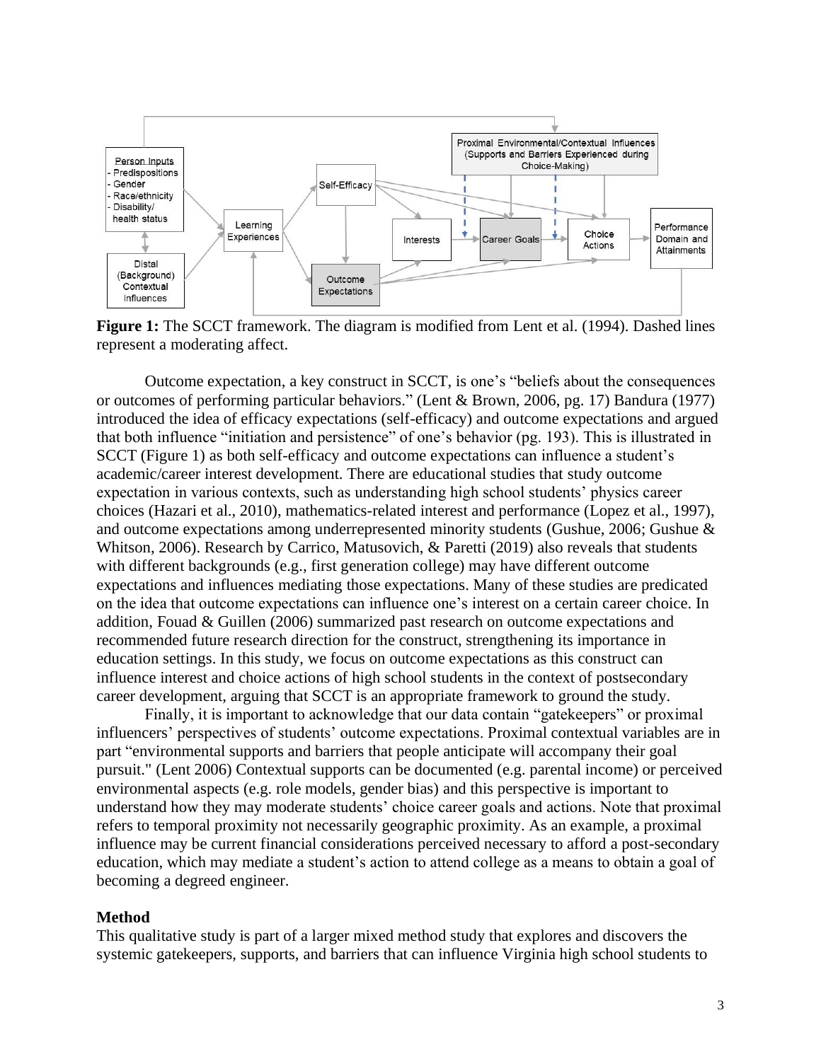**Figure 1:** The SCCT framework. The diagram is modified from Lent et al. (1994). Dashed lines represent a moderating affect.

Outcome expectation, a key construct in SCCT, is one's "beliefs about the consequences or outcomes of performing particular behaviors." (Lent & Brown, 2006, pg. 17) Bandura (1977) introduced the idea of efficacy expectations (self-efficacy) and outcome expectations and argued that both influence "initiation and persistence" of one's behavior (pg. 193). This is illustrated in SCCT (Figure 1) as both self-efficacy and outcome expectations can influence a student's academic/career interest development. There are educational studies that study outcome expectation in various contexts, such as understanding high school students' physics career choices (Hazari et al., 2010), mathematics-related interest and performance (Lopez et al., 1997), and outcome expectations among underrepresented minority students (Gushue, 2006; Gushue & Whitson, 2006). Research by Carrico, Matusovich, & Paretti (2019) also reveals that students with different backgrounds (e.g., first generation college) may have different outcome expectations and influences mediating those expectations. Many of these studies are predicated on the idea that outcome expectations can influence one's interest on a certain career choice. In addition, Fouad & Guillen (2006) summarized past research on outcome expectations and recommended future research direction for the construct, strengthening its importance in education settings. In this study, we focus on outcome expectations as this construct can influence interest and choice actions of high school students in the context of postsecondary career development, arguing that SCCT is an appropriate framework to ground the study.

Finally, it is important to acknowledge that our data contain "gatekeepers" or proximal influencers' perspectives of students' outcome expectations. Proximal contextual variables are in part "environmental supports and barriers that people anticipate will accompany their goal pursuit." (Lent 2006) Contextual supports can be documented (e.g. parental income) or perceived environmental aspects (e.g. role models, gender bias) and this perspective is important to understand how they may moderate students' choice career goals and actions. Note that proximal refers to temporal proximity not necessarily geographic proximity. As an example, a proximal influence may be current financial considerations perceived necessary to afford a post-secondary education, which may mediate a student's action to attend college as a means to obtain a goal of becoming a degreed engineer.

## Method

This qualitative study is part of a larger mixed method study that explores and discovers the systemic gatekeepers, supports, and barriers that can influence Virginia high school students to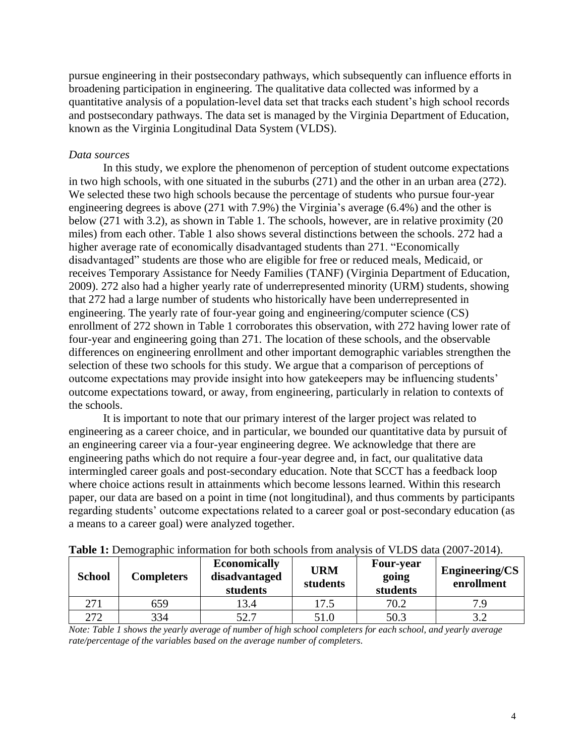pursue engineering in their postsecondary pathways, which subsequently can influence efforts in broadening participation in engineering. The qualitative data collected was informed by a quantitative analysis of a population-level data set that tracks each student's high school records and postsecondary pathways. The data set is managed by the Virginia Department of Education, known as the Virginia Longitudinal Data System (VLDS).

*Data sources*

In this study, we explore the phenomenon of perception of student outcome expectations in two high schools, with one situated in the suburbs (271) and the other in an urban area (272). We selected these two high schools because the percentage of students who pursue four-year engineering degrees is above (271 with 7.9%) the Virginia's average (6.4%) and the other is below (271 with 3.2), as shown in Table 1. The schools, however, are in relative proximity (20 miles) from each other. Table 1 also shows several distinctions between the schools. 272 had a higher average rate of economically disadvantaged students than 271. "Economically disadvantaged" students are those who are eligible for free or reduced meals, Medicaid, or receives Temporary Assistance for Needy Families (TANF) (Virginia Department of Education, 2009). 272 also had a higher yearly rate of underrepresented minority (URM) students, showing that 272 had a large number of students who historically have been underrepresented in engineering. The yearly rate of four-year going and engineering/computer science (CS) enrollment of 272 shown in Table 1 corroborates this observation, with 272 having lower rate of four-year and engineering going than 271. The location of these schools, and the observable differences on engineering enrollment and other important demographic variables strengthen the selection of these two schools for this study. We argue that a comparison of perceptions of outcome expectations may provide insight into how gatekeepers may be influencing students' outcome expectations toward, or away, from engineering, particularly in relation to contexts of the schools.

It is important to note that our primary interest of the larger project was related to engineering as a career choice, and in particular, we bounded our quantitative data by pursuit of an engineering career via a four-year engineering degree. We acknowledge that there are engineering paths which do not require a four-year degree and, in fact, our qualitative data intermingled career goals and post-secondary education. Note that SCCT has a feedback loop where choice actions result in attainments which become lessons learned. Within this research paper, our data are based on a point in time (not longitudinal), and thus comments by participants regarding students' outcome expectations related to a career goal or post-secondary education (as a means to a career goal) were analyzed together.

**Table 1:** Demographic information for both schools from analysis of VLDS data (2007-2014).

| School | Completers | Economically disadvantaged students | URM students | Four-year going students | Engineering/CS enrollment |
|---|---|---|---|---|---|
| 271 | 659 | 13.4 | 17.5 | 70.2 | 7.9 |
| 272 | 334 | 52.7 | 51.0 | 50.3 | 3.2 |

*Note: Table 1 shows the yearly average of number of high school completers for each school, and yearly average rate/percentage of the variables based on the average number of completers.*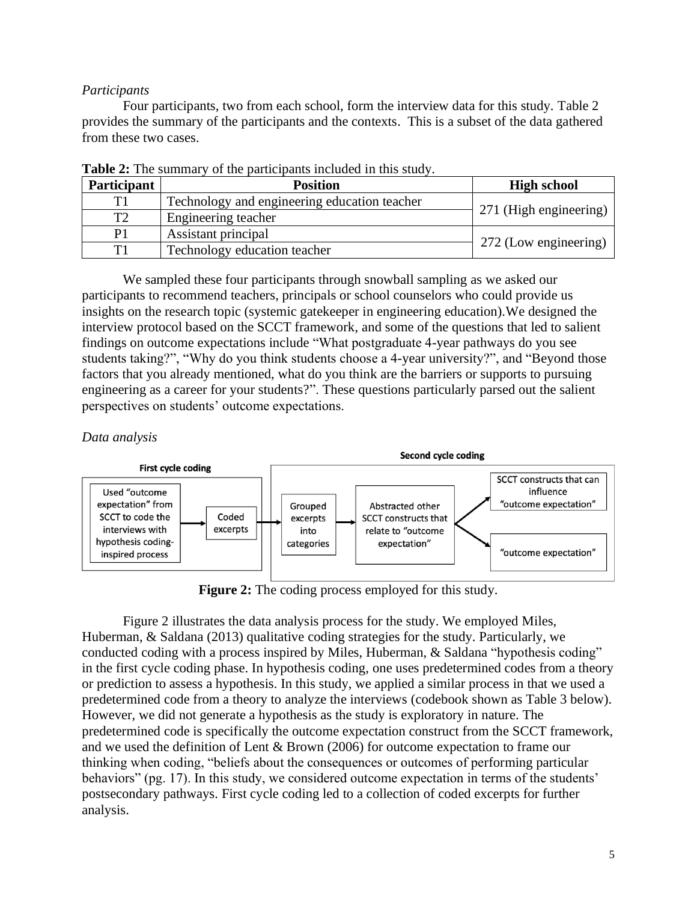*Participants*

Four participants, two from each school, form the interview data for this study. Table 2 provides the summary of the participants and the contexts. This is a subset of the data gathered from these two cases.

**Table 2:** The summary of the participants included in this study.

| Participant | Position | High school |
|---|---|---|
| T1 | Technology and engineering education teacher | 271 (High engineering) |
| T2 | Engineering teacher | |
| P1 | Assistant principal | 272 (Low engineering) |
| T1 | Technology education teacher | |

We sampled these four participants through snowball sampling as we asked our participants to recommend teachers, principals or school counselors who could provide us insights on the research topic (systemic gatekeeper in engineering education).We designed the interview protocol based on the SCCT framework, and some of the questions that led to salient findings on outcome expectations include "What postgraduate 4-year pathways do you see students taking?", "Why do you think students choose a 4-year university?", and "Beyond those factors that you already mentioned, what do you think are the barriers or supports to pursuing engineering as a career for your students?". These questions particularly parsed out the salient perspectives on students' outcome expectations.

*Data analysis*

**First cycle coding**: Used "outcome expectation" from SCCT to code the interviews with hypothesis coding-inspired process → Coded excerpts

**Second cycle coding**: Grouped excerpts into categories → Abstracted other SCCT constructs that relate to "outcome expectation" → SCCT constructs that can influence "outcome expectation"; "outcome expectation"

**Figure 2:** The coding process employed for this study.

Figure 2 illustrates the data analysis process for the study. We employed Miles, Huberman, & Saldana (2013) qualitative coding strategies for the study. Particularly, we conducted coding with a process inspired by Miles, Huberman, & Saldana "hypothesis coding" in the first cycle coding phase. In hypothesis coding, one uses predetermined codes from a theory or prediction to assess a hypothesis. In this study, we applied a similar process in that we used a predetermined code from a theory to analyze the interviews (codebook shown as Table 3 below). However, we did not generate a hypothesis as the study is exploratory in nature. The predetermined code is specifically the outcome expectation construct from the SCCT framework, and we used the definition of Lent & Brown (2006) for outcome expectation to frame our thinking when coding, "beliefs about the consequences or outcomes of performing particular behaviors" (pg. 17). In this study, we considered outcome expectation in terms of the students' postsecondary pathways. First cycle coding led to a collection of coded excerpts for further analysis.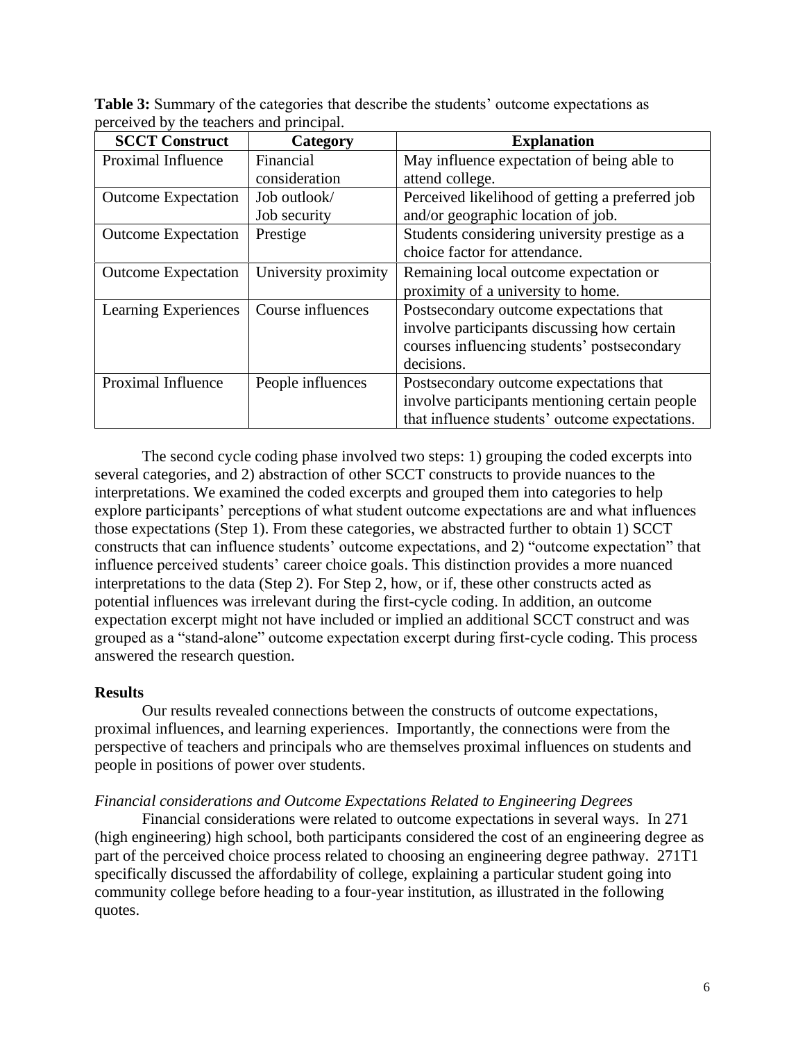**Table 3:** Summary of the categories that describe the students' outcome expectations as perceived by the teachers and principal.

| SCCT Construct | Category | Explanation |
|---|---|---|
| Proximal Influence | Financial consideration | May influence expectation of being able to attend college. |
| Outcome Expectation | Job outlook/ Job security | Perceived likelihood of getting a preferred job and/or geographic location of job. |
| Outcome Expectation | Prestige | Students considering university prestige as a choice factor for attendance. |
| Outcome Expectation | University proximity | Remaining local outcome expectation or proximity of a university to home. |
| Learning Experiences | Course influences | Postsecondary outcome expectations that involve participants discussing how certain courses influencing students' postsecondary decisions. |
| Proximal Influence | People influences | Postsecondary outcome expectations that involve participants mentioning certain people that influence students' outcome expectations. |

The second cycle coding phase involved two steps: 1) grouping the coded excerpts into several categories, and 2) abstraction of other SCCT constructs to provide nuances to the interpretations. We examined the coded excerpts and grouped them into categories to help explore participants' perceptions of what student outcome expectations are and what influences those expectations (Step 1). From these categories, we abstracted further to obtain 1) SCCT constructs that can influence students' outcome expectations, and 2) "outcome expectation" that influence perceived students' career choice goals. This distinction provides a more nuanced interpretations to the data (Step 2). For Step 2, how, or if, these other constructs acted as potential influences was irrelevant during the first-cycle coding. In addition, an outcome expectation excerpt might not have included or implied an additional SCCT construct and was grouped as a "stand-alone" outcome expectation excerpt during first-cycle coding. This process answered the research question.

## Results

Our results revealed connections between the constructs of outcome expectations, proximal influences, and learning experiences. Importantly, the connections were from the perspective of teachers and principals who are themselves proximal influences on students and people in positions of power over students.

### *Financial considerations and Outcome Expectations Related to Engineering Degrees*

Financial considerations were related to outcome expectations in several ways. In 271 (high engineering) high school, both participants considered the cost of an engineering degree as part of the perceived choice process related to choosing an engineering degree pathway. 271T1 specifically discussed the affordability of college, explaining a particular student going into community college before heading to a four-year institution, as illustrated in the following quotes.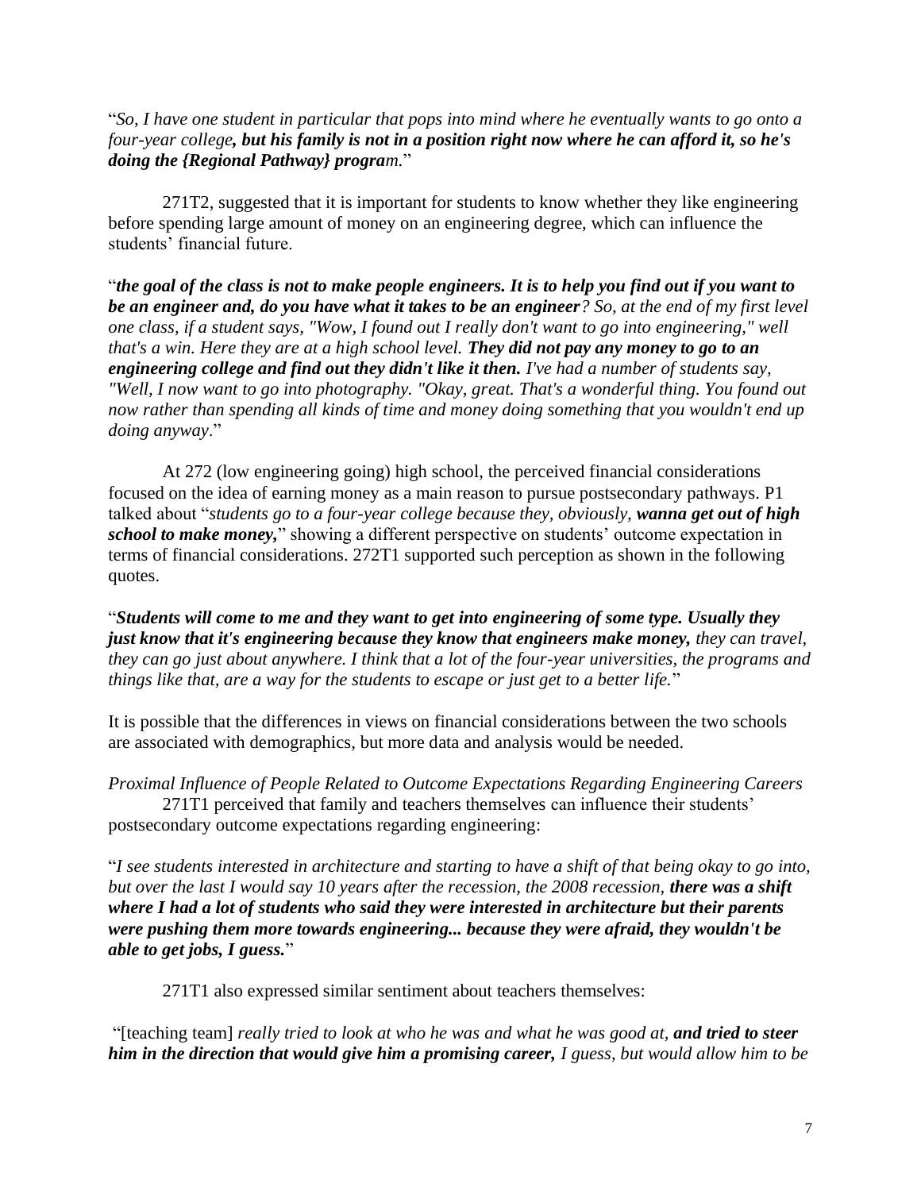"*So, I have one student in particular that pops into mind where he eventually wants to go onto a four-year college**, but his family is not in a position right now where he can afford it, so he's doing the {Regional Pathway} progra**m.*"

271T2, suggested that it is important for students to know whether they like engineering before spending large amount of money on an engineering degree, which can influence the students' financial future.

"***the goal of the class is not to make people engineers. It is to help you find out if you want to be an engineer and, do you have what it takes to be an engineer****? So, at the end of my first level one class, if a student says, "Wow, I found out I really don't want to go into engineering," well that's a win. Here they are at a high school level.* ***They did not pay any money to go to an engineering college and find out they didn't like it then.*** *I've had a number of students say, "Well, I now want to go into photography. "Okay, great. That's a wonderful thing. You found out now rather than spending all kinds of time and money doing something that you wouldn't end up doing anyway*."

At 272 (low engineering going) high school, the perceived financial considerations focused on the idea of earning money as a main reason to pursue postsecondary pathways. P1 talked about "*students go to a four-year college because they, obviously,* ***wanna get out of high school to make money,***" showing a different perspective on students' outcome expectation in terms of financial considerations. 272T1 supported such perception as shown in the following quotes.

"***Students will come to me and they want to get into engineering of some type. Usually they just know that it's engineering because they know that engineers make money,*** *they can travel, they can go just about anywhere. I think that a lot of the four-year universities, the programs and things like that, are a way for the students to escape or just get to a better life.*"

It is possible that the differences in views on financial considerations between the two schools are associated with demographics, but more data and analysis would be needed.

*Proximal Influence of People Related to Outcome Expectations Regarding Engineering Careers*

271T1 perceived that family and teachers themselves can influence their students' postsecondary outcome expectations regarding engineering:

"*I see students interested in architecture and starting to have a shift of that being okay to go into, but over the last I would say 10 years after the recession, the 2008 recession,* ***there was a shift where I had a lot of students who said they were interested in architecture but their parents were pushing them more towards engineering... because they were afraid, they wouldn't be able to get jobs, I guess.***"

271T1 also expressed similar sentiment about teachers themselves:

"[teaching team] *really tried to look at who he was and what he was good at,* ***and tried to steer him in the direction that would give him a promising career,*** *I guess, but would allow him to be*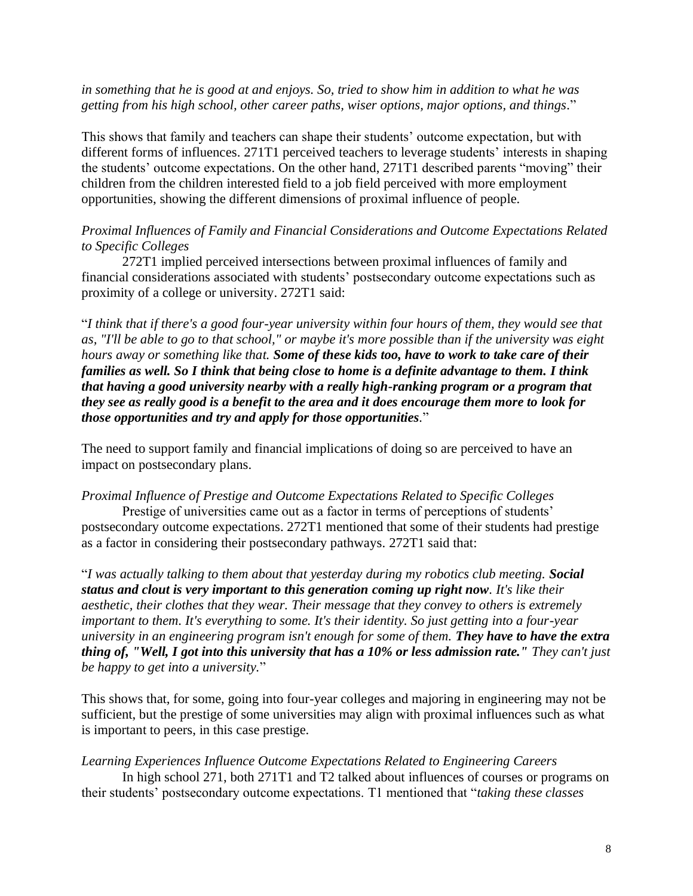*in something that he is good at and enjoys. So, tried to show him in addition to what he was getting from his high school, other career paths, wiser options, major options, and things*."

This shows that family and teachers can shape their students' outcome expectation, but with different forms of influences. 271T1 perceived teachers to leverage students' interests in shaping the students' outcome expectations. On the other hand, 271T1 described parents "moving" their children from the children interested field to a job field perceived with more employment opportunities, showing the different dimensions of proximal influence of people.

*Proximal Influences of Family and Financial Considerations and Outcome Expectations Related to Specific Colleges*

272T1 implied perceived intersections between proximal influences of family and financial considerations associated with students' postsecondary outcome expectations such as proximity of a college or university. 272T1 said:

"*I think that if there's a good four-year university within four hours of them, they would see that as, "I'll be able to go to that school," or maybe it's more possible than if the university was eight hours away or something like that.* ***Some of these kids too, have to work to take care of their families as well. So I think that being close to home is a definite advantage to them. I think that having a good university nearby with a really high-ranking program or a program that they see as really good is a benefit to the area and it does encourage them more to look for those opportunities and try and apply for those opportunities***."

The need to support family and financial implications of doing so are perceived to have an impact on postsecondary plans.

*Proximal Influence of Prestige and Outcome Expectations Related to Specific Colleges*

Prestige of universities came out as a factor in terms of perceptions of students' postsecondary outcome expectations. 272T1 mentioned that some of their students had prestige as a factor in considering their postsecondary pathways. 272T1 said that:

"*I was actually talking to them about that yesterday during my robotics club meeting.* ***Social status and clout is very important to this generation coming up right now****. It's like their aesthetic, their clothes that they wear. Their message that they convey to others is extremely important to them. It's everything to some. It's their identity. So just getting into a four-year university in an engineering program isn't enough for some of them.* ***They have to have the extra thing of, "Well, I got into this university that has a 10% or less admission rate."*** *They can't just be happy to get into a university.*"

This shows that, for some, going into four-year colleges and majoring in engineering may not be sufficient, but the prestige of some universities may align with proximal influences such as what is important to peers, in this case prestige.

*Learning Experiences Influence Outcome Expectations Related to Engineering Careers*

In high school 271, both 271T1 and T2 talked about influences of courses or programs on their students' postsecondary outcome expectations. T1 mentioned that "*taking these classes*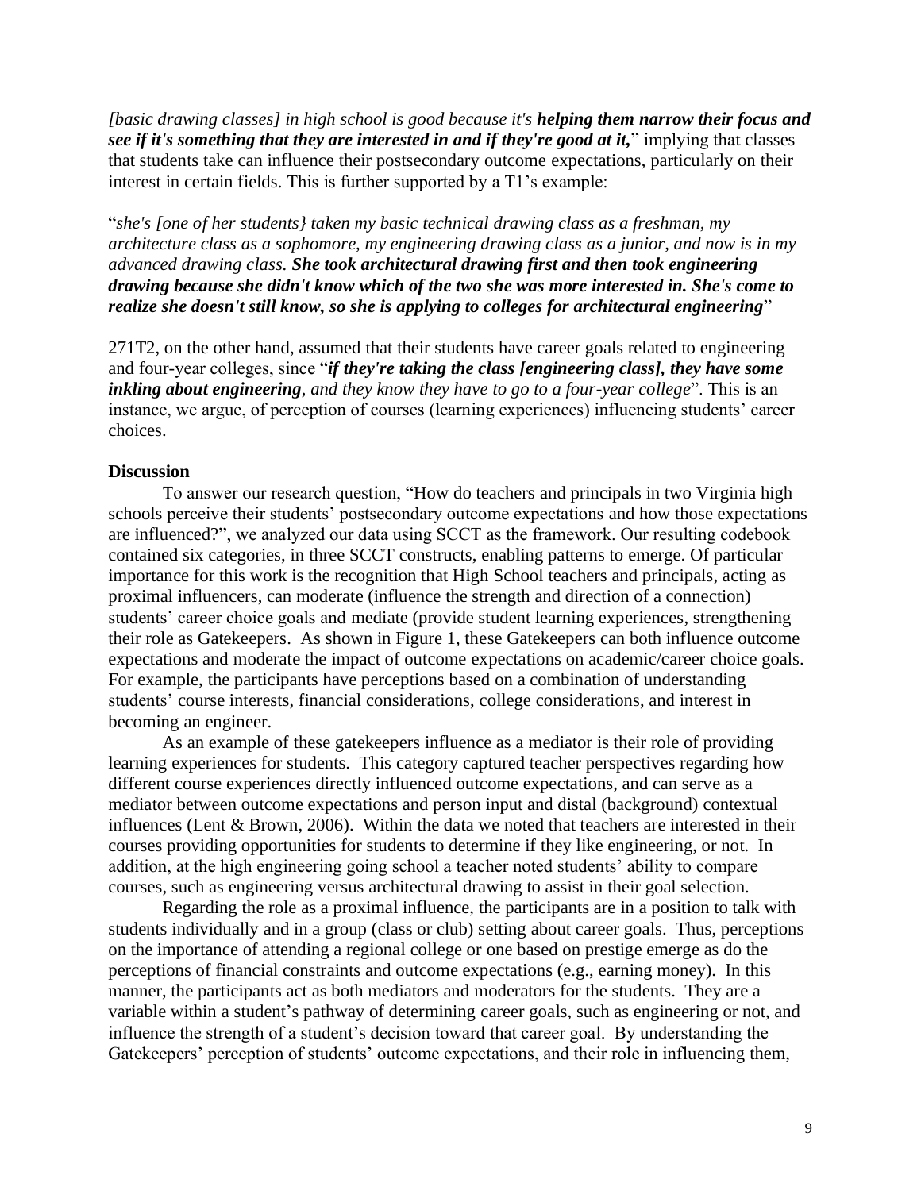*[basic drawing classes] in high school is good because it's **helping them narrow their focus and see if it's something that they are interested in and if they're good at it,*** " implying that classes that students take can influence their postsecondary outcome expectations, particularly on their interest in certain fields. This is further supported by a T1's example:

"*she's [one of her students} taken my basic technical drawing class as a freshman, my architecture class as a sophomore, my engineering drawing class as a junior, and now is in my advanced drawing class. **She took architectural drawing first and then took engineering drawing because she didn't know which of the two she was more interested in. She's come to realize she doesn't still know, so she is applying to colleges for architectural engineering***"

271T2, on the other hand, assumed that their students have career goals related to engineering and four-year colleges, since "***if they're taking the class [engineering class], they have some inkling about engineering**, and they know they have to go to a four-year college*". This is an instance, we argue, of perception of courses (learning experiences) influencing students' career choices.

**Discussion**

To answer our research question, "How do teachers and principals in two Virginia high schools perceive their students' postsecondary outcome expectations and how those expectations are influenced?", we analyzed our data using SCCT as the framework. Our resulting codebook contained six categories, in three SCCT constructs, enabling patterns to emerge. Of particular importance for this work is the recognition that High School teachers and principals, acting as proximal influencers, can moderate (influence the strength and direction of a connection) students' career choice goals and mediate (provide student learning experiences, strengthening their role as Gatekeepers. As shown in Figure 1, these Gatekeepers can both influence outcome expectations and moderate the impact of outcome expectations on academic/career choice goals. For example, the participants have perceptions based on a combination of understanding students' course interests, financial considerations, college considerations, and interest in becoming an engineer.

As an example of these gatekeepers influence as a mediator is their role of providing learning experiences for students. This category captured teacher perspectives regarding how different course experiences directly influenced outcome expectations, and can serve as a mediator between outcome expectations and person input and distal (background) contextual influences (Lent & Brown, 2006). Within the data we noted that teachers are interested in their courses providing opportunities for students to determine if they like engineering, or not. In addition, at the high engineering going school a teacher noted students' ability to compare courses, such as engineering versus architectural drawing to assist in their goal selection.

Regarding the role as a proximal influence, the participants are in a position to talk with students individually and in a group (class or club) setting about career goals. Thus, perceptions on the importance of attending a regional college or one based on prestige emerge as do the perceptions of financial constraints and outcome expectations (e.g., earning money). In this manner, the participants act as both mediators and moderators for the students. They are a variable within a student's pathway of determining career goals, such as engineering or not, and influence the strength of a student's decision toward that career goal. By understanding the Gatekeepers' perception of students' outcome expectations, and their role in influencing them,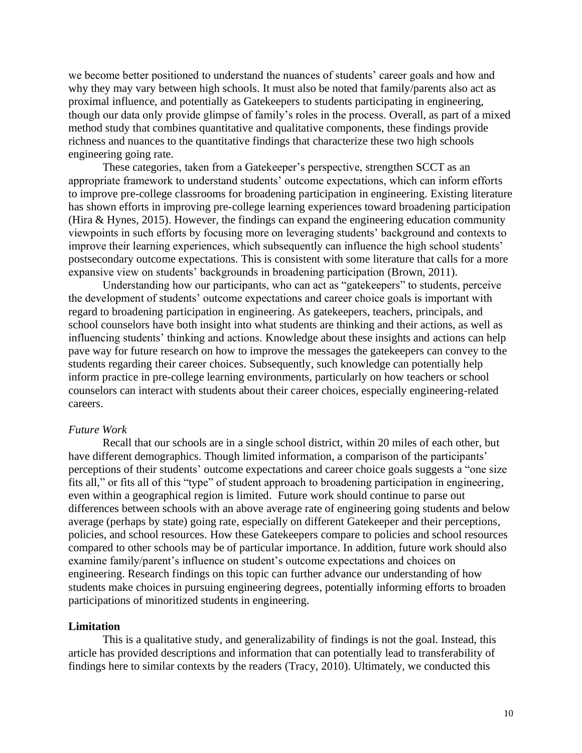we become better positioned to understand the nuances of students' career goals and how and why they may vary between high schools. It must also be noted that family/parents also act as proximal influence, and potentially as Gatekeepers to students participating in engineering, though our data only provide glimpse of family's roles in the process. Overall, as part of a mixed method study that combines quantitative and qualitative components, these findings provide richness and nuances to the quantitative findings that characterize these two high schools engineering going rate.

These categories, taken from a Gatekeeper's perspective, strengthen SCCT as an appropriate framework to understand students' outcome expectations, which can inform efforts to improve pre-college classrooms for broadening participation in engineering. Existing literature has shown efforts in improving pre-college learning experiences toward broadening participation (Hira & Hynes, 2015). However, the findings can expand the engineering education community viewpoints in such efforts by focusing more on leveraging students' background and contexts to improve their learning experiences, which subsequently can influence the high school students' postsecondary outcome expectations. This is consistent with some literature that calls for a more expansive view on students' backgrounds in broadening participation (Brown, 2011).

Understanding how our participants, who can act as "gatekeepers" to students, perceive the development of students' outcome expectations and career choice goals is important with regard to broadening participation in engineering. As gatekeepers, teachers, principals, and school counselors have both insight into what students are thinking and their actions, as well as influencing students' thinking and actions. Knowledge about these insights and actions can help pave way for future research on how to improve the messages the gatekeepers can convey to the students regarding their career choices. Subsequently, such knowledge can potentially help inform practice in pre-college learning environments, particularly on how teachers or school counselors can interact with students about their career choices, especially engineering-related careers.

*Future Work*

Recall that our schools are in a single school district, within 20 miles of each other, but have different demographics. Though limited information, a comparison of the participants' perceptions of their students' outcome expectations and career choice goals suggests a "one size fits all," or fits all of this "type" of student approach to broadening participation in engineering, even within a geographical region is limited. Future work should continue to parse out differences between schools with an above average rate of engineering going students and below average (perhaps by state) going rate, especially on different Gatekeeper and their perceptions, policies, and school resources. How these Gatekeepers compare to policies and school resources compared to other schools may be of particular importance. In addition, future work should also examine family/parent's influence on student's outcome expectations and choices on engineering. Research findings on this topic can further advance our understanding of how students make choices in pursuing engineering degrees, potentially informing efforts to broaden participations of minoritized students in engineering.

**Limitation**

This is a qualitative study, and generalizability of findings is not the goal. Instead, this article has provided descriptions and information that can potentially lead to transferability of findings here to similar contexts by the readers (Tracy, 2010). Ultimately, we conducted this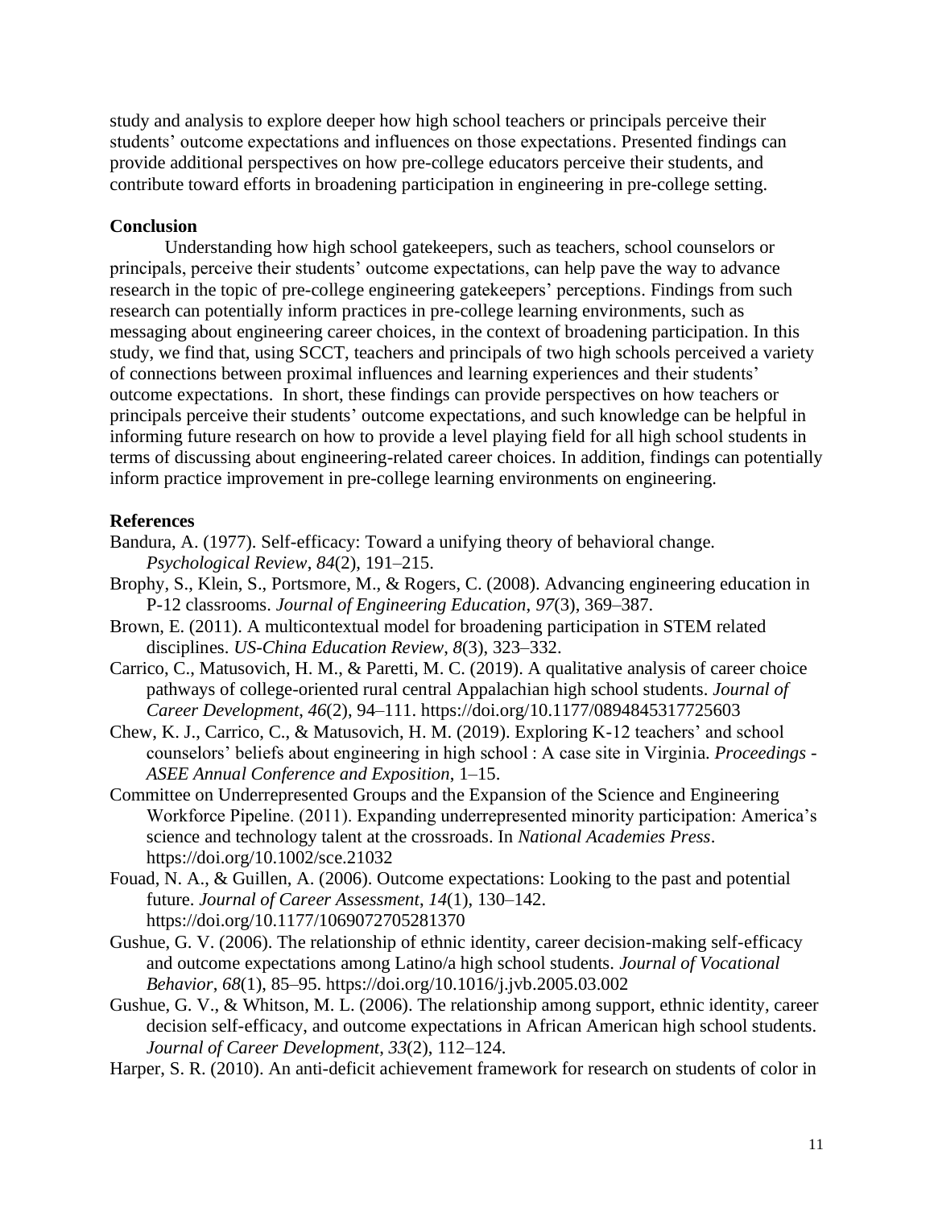study and analysis to explore deeper how high school teachers or principals perceive their students' outcome expectations and influences on those expectations. Presented findings can provide additional perspectives on how pre-college educators perceive their students, and contribute toward efforts in broadening participation in engineering in pre-college setting.

## Conclusion

Understanding how high school gatekeepers, such as teachers, school counselors or principals, perceive their students' outcome expectations, can help pave the way to advance research in the topic of pre-college engineering gatekeepers' perceptions. Findings from such research can potentially inform practices in pre-college learning environments, such as messaging about engineering career choices, in the context of broadening participation. In this study, we find that, using SCCT, teachers and principals of two high schools perceived a variety of connections between proximal influences and learning experiences and their students' outcome expectations. In short, these findings can provide perspectives on how teachers or principals perceive their students' outcome expectations, and such knowledge can be helpful in informing future research on how to provide a level playing field for all high school students in terms of discussing about engineering-related career choices. In addition, findings can potentially inform practice improvement in pre-college learning environments on engineering.

## References

Bandura, A. (1977). Self-efficacy: Toward a unifying theory of behavioral change. *Psychological Review*, *84*(2), 191–215.

Brophy, S., Klein, S., Portsmore, M., & Rogers, C. (2008). Advancing engineering education in P-12 classrooms. *Journal of Engineering Education*, *97*(3), 369–387.

Brown, E. (2011). A multicontextual model for broadening participation in STEM related disciplines. *US-China Education Review*, *8*(3), 323–332.

Carrico, C., Matusovich, H. M., & Paretti, M. C. (2019). A qualitative analysis of career choice pathways of college-oriented rural central Appalachian high school students. *Journal of Career Development*, *46*(2), 94–111. https://doi.org/10.1177/0894845317725603

Chew, K. J., Carrico, C., & Matusovich, H. M. (2019). Exploring K-12 teachers' and school counselors' beliefs about engineering in high school : A case site in Virginia. *Proceedings - ASEE Annual Conference and Exposition*, 1–15.

Committee on Underrepresented Groups and the Expansion of the Science and Engineering Workforce Pipeline. (2011). Expanding underrepresented minority participation: America's science and technology talent at the crossroads. In *National Academies Press*. https://doi.org/10.1002/sce.21032

Fouad, N. A., & Guillen, A. (2006). Outcome expectations: Looking to the past and potential future. *Journal of Career Assessment*, *14*(1), 130–142. https://doi.org/10.1177/1069072705281370

Gushue, G. V. (2006). The relationship of ethnic identity, career decision-making self-efficacy and outcome expectations among Latino/a high school students. *Journal of Vocational Behavior*, *68*(1), 85–95. https://doi.org/10.1016/j.jvb.2005.03.002

Gushue, G. V., & Whitson, M. L. (2006). The relationship among support, ethnic identity, career decision self-efficacy, and outcome expectations in African American high school students. *Journal of Career Development*, *33*(2), 112–124.

Harper, S. R. (2010). An anti-deficit achievement framework for research on students of color in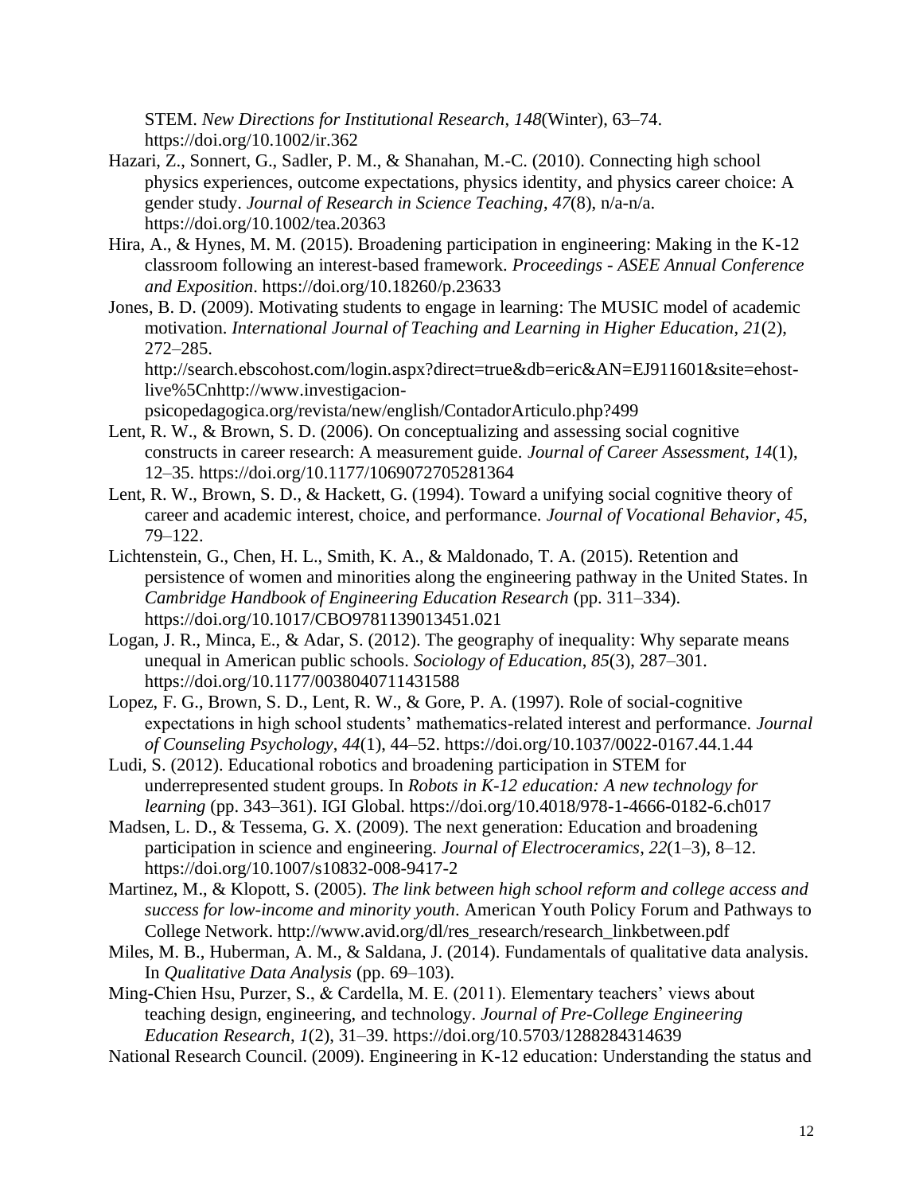STEM. *New Directions for Institutional Research*, *148*(Winter), 63–74. https://doi.org/10.1002/ir.362

Hazari, Z., Sonnert, G., Sadler, P. M., & Shanahan, M.-C. (2010). Connecting high school physics experiences, outcome expectations, physics identity, and physics career choice: A gender study. *Journal of Research in Science Teaching*, *47*(8), n/a-n/a. https://doi.org/10.1002/tea.20363

Hira, A., & Hynes, M. M. (2015). Broadening participation in engineering: Making in the K-12 classroom following an interest-based framework. *Proceedings - ASEE Annual Conference and Exposition*. https://doi.org/10.18260/p.23633

Jones, B. D. (2009). Motivating students to engage in learning: The MUSIC model of academic motivation. *International Journal of Teaching and Learning in Higher Education*, *21*(2), 272–285. http://search.ebscohost.com/login.aspx?direct=true&db=eric&AN=EJ911601&site=ehost-live%5Cnhttp://www.investigacion-psicopedagogica.org/revista/new/english/ContadorArticulo.php?499

Lent, R. W., & Brown, S. D. (2006). On conceptualizing and assessing social cognitive constructs in career research: A measurement guide. *Journal of Career Assessment*, *14*(1), 12–35. https://doi.org/10.1177/1069072705281364

Lent, R. W., Brown, S. D., & Hackett, G. (1994). Toward a unifying social cognitive theory of career and academic interest, choice, and performance. *Journal of Vocational Behavior*, *45*, 79–122.

Lichtenstein, G., Chen, H. L., Smith, K. A., & Maldonado, T. A. (2015). Retention and persistence of women and minorities along the engineering pathway in the United States. In *Cambridge Handbook of Engineering Education Research* (pp. 311–334). https://doi.org/10.1017/CBO9781139013451.021

Logan, J. R., Minca, E., & Adar, S. (2012). The geography of inequality: Why separate means unequal in American public schools. *Sociology of Education*, *85*(3), 287–301. https://doi.org/10.1177/0038040711431588

Lopez, F. G., Brown, S. D., Lent, R. W., & Gore, P. A. (1997). Role of social-cognitive expectations in high school students' mathematics-related interest and performance. *Journal of Counseling Psychology*, *44*(1), 44–52. https://doi.org/10.1037/0022-0167.44.1.44

Ludi, S. (2012). Educational robotics and broadening participation in STEM for underrepresented student groups. In *Robots in K-12 education: A new technology for learning* (pp. 343–361). IGI Global. https://doi.org/10.4018/978-1-4666-0182-6.ch017

Madsen, L. D., & Tessema, G. X. (2009). The next generation: Education and broadening participation in science and engineering. *Journal of Electroceramics*, *22*(1–3), 8–12. https://doi.org/10.1007/s10832-008-9417-2

Martinez, M., & Klopott, S. (2005). *The link between high school reform and college access and success for low-income and minority youth*. American Youth Policy Forum and Pathways to College Network. http://www.avid.org/dl/res_research/research_linkbetween.pdf

Miles, M. B., Huberman, A. M., & Saldana, J. (2014). Fundamentals of qualitative data analysis. In *Qualitative Data Analysis* (pp. 69–103).

Ming-Chien Hsu, Purzer, S., & Cardella, M. E. (2011). Elementary teachers' views about teaching design, engineering, and technology. *Journal of Pre-College Engineering Education Research*, *1*(2), 31–39. https://doi.org/10.5703/1288284314639

National Research Council. (2009). Engineering in K-12 education: Understanding the status and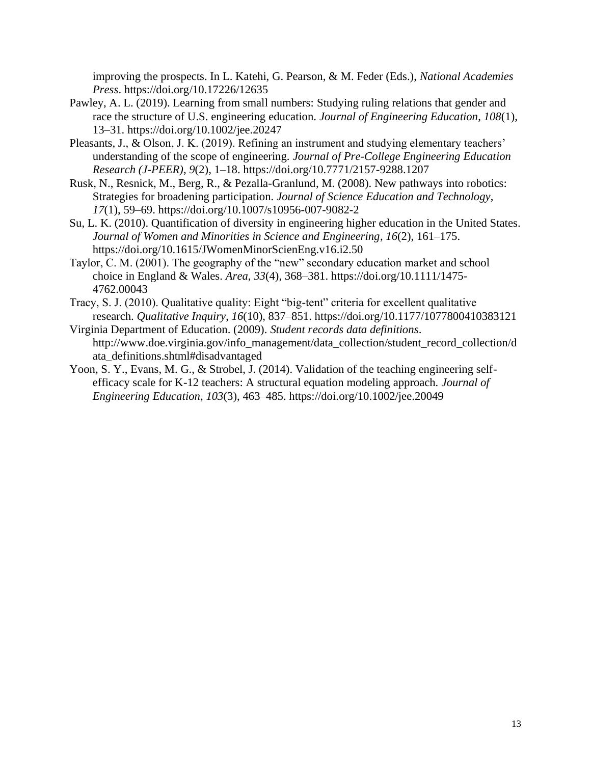improving the prospects. In L. Katehi, G. Pearson, & M. Feder (Eds.), *National Academies Press*. https://doi.org/10.17226/12635

Pawley, A. L. (2019). Learning from small numbers: Studying ruling relations that gender and race the structure of U.S. engineering education. *Journal of Engineering Education*, *108*(1), 13–31. https://doi.org/10.1002/jee.20247

Pleasants, J., & Olson, J. K. (2019). Refining an instrument and studying elementary teachers' understanding of the scope of engineering. *Journal of Pre-College Engineering Education Research (J-PEER)*, *9*(2), 1–18. https://doi.org/10.7771/2157-9288.1207

Rusk, N., Resnick, M., Berg, R., & Pezalla-Granlund, M. (2008). New pathways into robotics: Strategies for broadening participation. *Journal of Science Education and Technology*, *17*(1), 59–69. https://doi.org/10.1007/s10956-007-9082-2

Su, L. K. (2010). Quantification of diversity in engineering higher education in the United States. *Journal of Women and Minorities in Science and Engineering*, *16*(2), 161–175. https://doi.org/10.1615/JWomenMinorScienEng.v16.i2.50

Taylor, C. M. (2001). The geography of the "new" secondary education market and school choice in England & Wales. *Area*, *33*(4), 368–381. https://doi.org/10.1111/1475-4762.00043

Tracy, S. J. (2010). Qualitative quality: Eight "big-tent" criteria for excellent qualitative research. *Qualitative Inquiry*, *16*(10), 837–851. https://doi.org/10.1177/1077800410383121

Virginia Department of Education. (2009). *Student records data definitions*. http://www.doe.virginia.gov/info_management/data_collection/student_record_collection/data_definitions.shtml#disadvantaged

Yoon, S. Y., Evans, M. G., & Strobel, J. (2014). Validation of the teaching engineering self-efficacy scale for K-12 teachers: A structural equation modeling approach. *Journal of Engineering Education*, *103*(3), 463–485. https://doi.org/10.1002/jee.20049